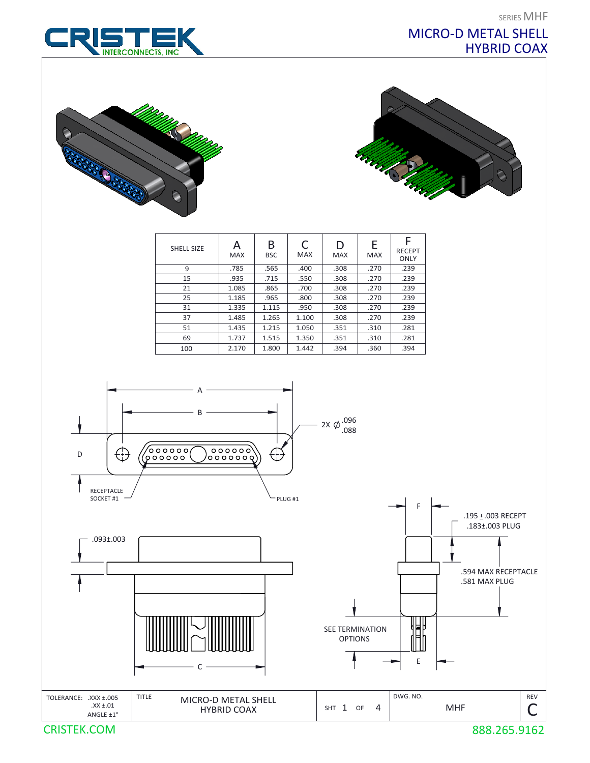SERIES MHF

# MICRO-D METAL SHELL HYBRID COAX

CRISTEK INTERCONNECTS, INC

| SHELL SIZE | A MAX | B BSC | C MAX | D MAX | E MAX | F RECEPT ONLY |
|---|---|---|---|---|---|---|
| 9 | .785 | .565 | .400 | .308 | .270 | .239 |
| 15 | .935 | .715 | .550 | .308 | .270 | .239 |
| 21 | 1.085 | .865 | .700 | .308 | .270 | .239 |
| 25 | 1.185 | .965 | .800 | .308 | .270 | .239 |
| 31 | 1.335 | 1.115 | .950 | .308 | .270 | .239 |
| 37 | 1.485 | 1.265 | 1.100 | .308 | .270 | .239 |
| 51 | 1.435 | 1.215 | 1.050 | .351 | .310 | .281 |
| 69 | 1.737 | 1.515 | 1.350 | .351 | .310 | .281 |
| 100 | 2.170 | 1.800 | 1.442 | .394 | .360 | .394 |

A

B

D

2X ∅ .096 / .088

RECEPTACLE SOCKET #1

PLUG #1

.093±.003

C

F

.195 ±.003 RECEPT
.183±.003 PLUG

.594 MAX RECEPTACLE
.581 MAX PLUG

SEE TERMINATION OPTIONS

E

| TOLERANCE: .XXX ±.005 .XX ±.01 ANGLE ±1° | TITLE MICRO-D METAL SHELL HYBRID COAX | SHT 1 OF 4 | DWG. NO. MHF | REV C |
|---|---|---|---|---|

CRISTEK.COM

888.265.9162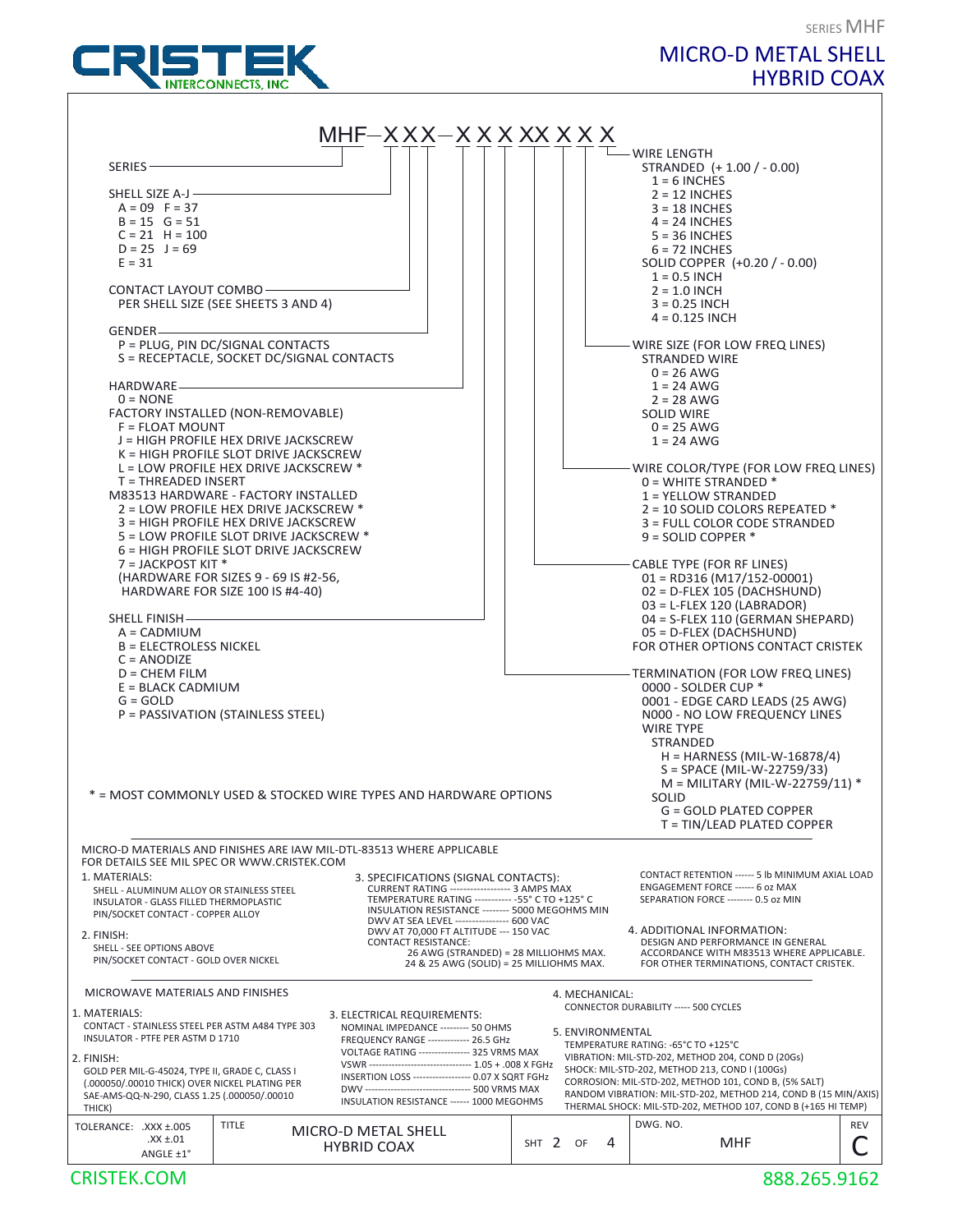SERIES MHF

# MICRO-D METAL SHELL HYBRID COAX

CRISTEK INTERCONNECTS, INC

## MHF–XXX–XXXXXXXX

**SERIES**

**SHELL SIZE A-J**
- A = 09  F = 37
- B = 15  G = 51
- C = 21  H = 100
- D = 25  J = 69
- E = 31

**CONTACT LAYOUT COMBO**
- PER SHELL SIZE (SEE SHEETS 3 AND 4)

**GENDER**
- P = PLUG, PIN DC/SIGNAL CONTACTS
- S = RECEPTACLE, SOCKET DC/SIGNAL CONTACTS

**HARDWARE**
- 0 = NONE

FACTORY INSTALLED (NON-REMOVABLE)
- F = FLOAT MOUNT
- J = HIGH PROFILE HEX DRIVE JACKSCREW
- K = HIGH PROFILE SLOT DRIVE JACKSCREW
- L = LOW PROFILE HEX DRIVE JACKSCREW *
- T = THREADED INSERT

M83513 HARDWARE - FACTORY INSTALLED
- 2 = LOW PROFILE HEX DRIVE JACKSCREW *
- 3 = HIGH PROFILE HEX DRIVE JACKSCREW
- 5 = LOW PROFILE SLOT DRIVE JACKSCREW *
- 6 = HIGH PROFILE SLOT DRIVE JACKSCREW
- 7 = JACKPOST KIT *

(HARDWARE FOR SIZES 9 - 69 IS #2-56, HARDWARE FOR SIZE 100 IS #4-40)

**SHELL FINISH**
- A = CADMIUM
- B = ELECTROLESS NICKEL
- C = ANODIZE
- D = CHEM FILM
- E = BLACK CADMIUM
- G = GOLD
- P = PASSIVATION (STAINLESS STEEL)

**WIRE LENGTH**

STRANDED (+ 1.00 / - 0.00)
- 1 = 6 INCHES
- 2 = 12 INCHES
- 3 = 18 INCHES
- 4 = 24 INCHES
- 5 = 36 INCHES
- 6 = 72 INCHES

SOLID COPPER (+0.20 / - 0.00)
- 1 = 0.5 INCH
- 2 = 1.0 INCH
- 3 = 0.25 INCH
- 4 = 0.125 INCH

**WIRE SIZE (FOR LOW FREQ LINES)**

STRANDED WIRE
- 0 = 26 AWG
- 1 = 24 AWG
- 2 = 28 AWG

SOLID WIRE
- 0 = 25 AWG
- 1 = 24 AWG

**WIRE COLOR/TYPE (FOR LOW FREQ LINES)**
- 0 = WHITE STRANDED *
- 1 = YELLOW STRANDED
- 2 = 10 SOLID COLORS REPEATED *
- 3 = FULL COLOR CODE STRANDED
- 9 = SOLID COPPER *

**CABLE TYPE (FOR RF LINES)**
- 01 = RD316 (M17/152-00001)
- 02 = D-FLEX 105 (DACHSHUND)
- 03 = L-FLEX 120 (LABRADOR)
- 04 = S-FLEX 110 (GERMAN SHEPARD)
- 05 = D-FLEX (DACHSHUND)

FOR OTHER OPTIONS CONTACT CRISTEK

**TERMINATION (FOR LOW FREQ LINES)**
- 0000 - SOLDER CUP *
- 0001 - EDGE CARD LEADS (25 AWG)
- N000 - NO LOW FREQUENCY LINES

WIRE TYPE

STRANDED
- H = HARNESS (MIL-W-16878/4)
- S = SPACE (MIL-W-22759/33)
- M = MILITARY (MIL-W-22759/11) *

SOLID
- G = GOLD PLATED COPPER
- T = TIN/LEAD PLATED COPPER

\* = MOST COMMONLY USED & STOCKED WIRE TYPES AND HARDWARE OPTIONS

---

MICRO-D MATERIALS AND FINISHES ARE IAW MIL-DTL-83513 WHERE APPLICABLE
FOR DETAILS SEE MIL SPEC OR WWW.CRISTEK.COM

1. MATERIALS:
   - SHELL - ALUMINUM ALLOY OR STAINLESS STEEL
   - INSULATOR - GLASS FILLED THERMOPLASTIC
   - PIN/SOCKET CONTACT - COPPER ALLOY
2. FINISH:
   - SHELL - SEE OPTIONS ABOVE
   - PIN/SOCKET CONTACT - GOLD OVER NICKEL
3. SPECIFICATIONS (SIGNAL CONTACTS):
   - CURRENT RATING ------------------ 3 AMPS MAX
   - TEMPERATURE RATING ----------- -55° C TO +125° C
   - INSULATION RESISTANCE -------- 5000 MEGOHMS MIN
   - DWV AT SEA LEVEL ---------------- 600 VAC
   - DWV AT 70,000 FT ALTITUDE --- 150 VAC
   - CONTACT RESISTANCE:
     - 26 AWG (STRANDED) = 28 MILLIOHMS MAX.
     - 24 & 25 AWG (SOLID) = 25 MILLIOHMS MAX.
   - CONTACT RETENTION ------ 5 lb MINIMUM AXIAL LOAD
   - ENGAGEMENT FORCE ------ 6 oz MAX
   - SEPARATION FORCE -------- 0.5 oz MIN
4. ADDITIONAL INFORMATION:
   DESIGN AND PERFORMANCE IN GENERAL ACCORDANCE WITH M83513 WHERE APPLICABLE. FOR OTHER TERMINATIONS, CONTACT CRISTEK.

---

MICROWAVE MATERIALS AND FINISHES

1. MATERIALS:
   - CONTACT - STAINLESS STEEL PER ASTM A484 TYPE 303
   - INSULATOR - PTFE PER ASTM D 1710
2. FINISH:
   GOLD PER MIL-G-45024, TYPE II, GRADE C, CLASS I (.000050/.00010 THICK) OVER NICKEL PLATING PER SAE-AMS-QQ-N-290, CLASS 1.25 (.000050/.00010 THICK)
3. ELECTRICAL REQUIREMENTS:
   - NOMINAL IMPEDANCE --------- 50 OHMS
   - FREQUENCY RANGE ------------- 26.5 GHz
   - VOLTAGE RATING ---------------- 325 VRMS MAX
   - VSWR --------------------------------- 1.05 + .008 X FGHz
   - INSERTION LOSS ------------------ 0.07 X SQRT FGHz
   - DWV ---------------------------------- 500 VRMS MAX
   - INSULATION RESISTANCE ------ 1000 MEGOHMS
4. MECHANICAL:
   - CONNECTOR DURABILITY ----- 500 CYCLES
5. ENVIRONMENTAL
   - TEMPERATURE RATING: -65°C TO +125°C
   - VIBRATION: MIL-STD-202, METHOD 204, COND D (20Gs)
   - SHOCK: MIL-STD-202, METHOD 213, COND I (100Gs)
   - CORROSION: MIL-STD-202, METHOD 101, COND B, (5% SALT)
   - RANDOM VIBRATION: MIL-STD-202, METHOD 214, COND B (15 MIN/AXIS)
   - THERMAL SHOCK: MIL-STD-202, METHOD 107, COND B (+165 HI TEMP)

| TOLERANCE | TITLE | SHT | DWG. NO. | REV |
|---|---|---|---|---|
| .XXX ±.005<br>.XX ±.01<br>ANGLE ±1° | MICRO-D METAL SHELL HYBRID COAX | 2 OF 4 | MHF | C |

CRISTEK.COM    888.265.9162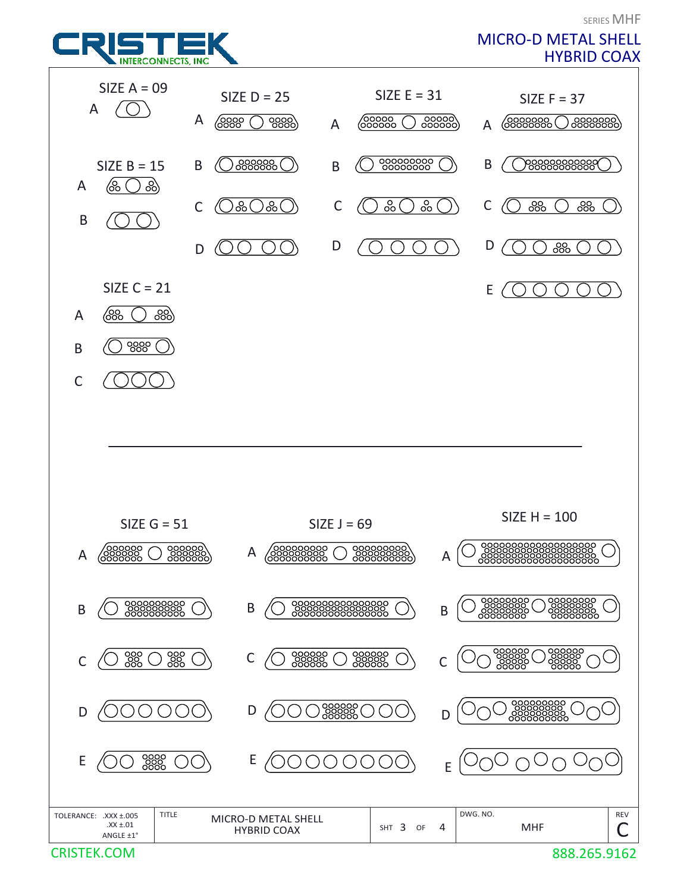SERIES MHF

# MICRO-D METAL SHELL HYBRID COAX

SIZE A = 09

A

SIZE B = 15

A

B

SIZE C = 21

A

B

C

SIZE D = 25

A

B

C

D

SIZE E = 31

A

B

C

D

SIZE F = 37

A

B

C

D

E

---

SIZE G = 51

A

B

C

D

E

SIZE J = 69

A

B

C

D

E

SIZE H = 100

A

B

C

D

E

| TOLERANCE: .XXX ±.005 .XX ±.01 ANGLE ±1° | TITLE MICRO-D METAL SHELL HYBRID COAX | SHT 3 OF 4 | DWG. NO. MHF | REV C |
|---|---|---|---|---|

CRISTEK.COM

888.265.9162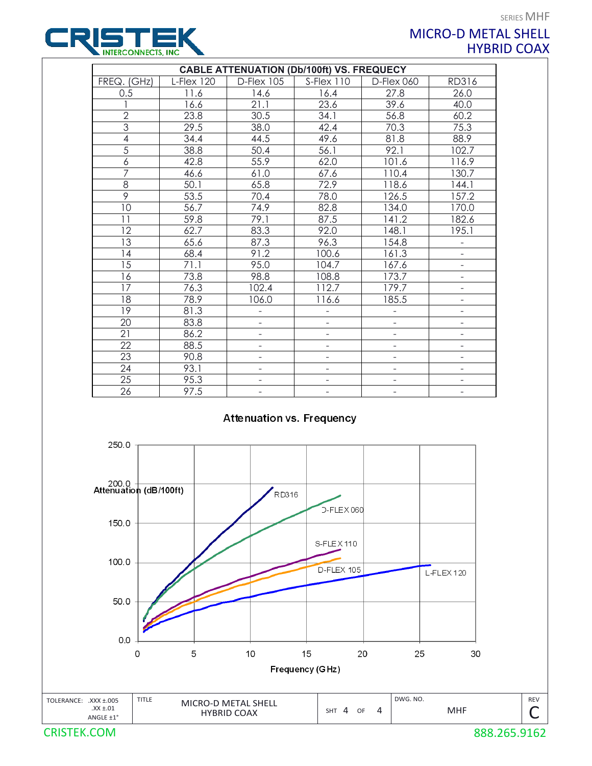# CRISTEK INTERCONNECTS, INC

SERIES MHF

## MICRO-D METAL SHELL HYBRID COAX

| CABLE ATTENUATION (Db/100ft) VS. FREQUECY | | | | | |
|---|---|---|---|---|---|
| FREQ. (GHz) | L-Flex 120 | D-Flex 105 | S-Flex 110 | D-Flex 060 | RD316 |
| 0.5 | 11.6 | 14.6 | 16.4 | 27.8 | 26.0 |
| 1 | 16.6 | 21.1 | 23.6 | 39.6 | 40.0 |
| 2 | 23.8 | 30.5 | 34.1 | 56.8 | 60.2 |
| 3 | 29.5 | 38.0 | 42.4 | 70.3 | 75.3 |
| 4 | 34.4 | 44.5 | 49.6 | 81.8 | 88.9 |
| 5 | 38.8 | 50.4 | 56.1 | 92.1 | 102.7 |
| 6 | 42.8 | 55.9 | 62.0 | 101.6 | 116.9 |
| 7 | 46.6 | 61.0 | 67.6 | 110.4 | 130.7 |
| 8 | 50.1 | 65.8 | 72.9 | 118.6 | 144.1 |
| 9 | 53.5 | 70.4 | 78.0 | 126.5 | 157.2 |
| 10 | 56.7 | 74.9 | 82.8 | 134.0 | 170.0 |
| 11 | 59.8 | 79.1 | 87.5 | 141.2 | 182.6 |
| 12 | 62.7 | 83.3 | 92.0 | 148.1 | 195.1 |
| 13 | 65.6 | 87.3 | 96.3 | 154.8 | - |
| 14 | 68.4 | 91.2 | 100.6 | 161.3 | - |
| 15 | 71.1 | 95.0 | 104.7 | 167.6 | - |
| 16 | 73.8 | 98.8 | 108.8 | 173.7 | - |
| 17 | 76.3 | 102.4 | 112.7 | 179.7 | - |
| 18 | 78.9 | 106.0 | 116.6 | 185.5 | - |
| 19 | 81.3 | - | - | - | - |
| 20 | 83.8 | - | - | - | - |
| 21 | 86.2 | - | - | - | - |
| 22 | 88.5 | - | - | - | - |
| 23 | 90.8 | - | - | - | - |
| 24 | 93.1 | - | - | - | - |
| 25 | 95.3 | - | - | - | - |
| 26 | 97.5 | - | - | - | - |

Attenuation vs. Frequency

Attenuation (dB/100ft)

250.0
200.0
150.0
100.0
50.0
0.0

0 5 10 15 20 25 30

Frequency (GHz)

RD316
D-FLEX 060
S-FLEX 110
D-FLEX 105
L-FLEX 120

| TOLERANCE: .XXX ±.005 .XX ±.01 ANGLE ±1° | TITLE MICRO-D METAL SHELL HYBRID COAX | SHT 4 OF 4 | DWG. NO. MHF | REV C |
|---|---|---|---|---|

CRISTEK.COM 888.265.9162